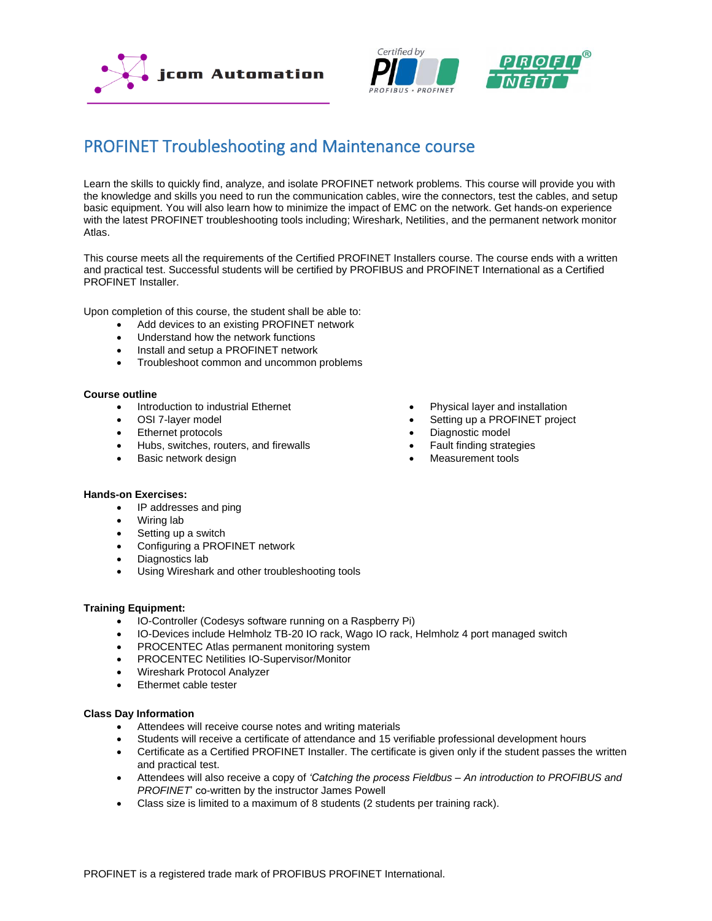# PROFINET Troubleshooting and Maintenance course

Learn the skills to quickly find, analyze, and isolate PROFINET network problems. This course will provide you with the knowledge and skills you need to run the communication cables, wire the connectors, test the cables, and setup basic equipment. You will also learn how to minimize the impact of EMC on the network. Get hands-on experience with the latest PROFINET troubleshooting tools including; Wireshark, Netilities, and the permanent network monitor Atlas.

This course meets all the requirements of the Certified PROFINET Installers course. The course ends with a written and practical test. Successful students will be certified by PROFIBUS and PROFINET International as a Certified PROFINET Installer.

Upon completion of this course, the student shall be able to:

- Add devices to an existing PROFINET network
- Understand how the network functions
- Install and setup a PROFINET network
- Troubleshoot common and uncommon problems

**Course outline**

- Introduction to industrial Ethernet
- OSI 7-layer model
- Ethernet protocols
- Hubs, switches, routers, and firewalls
- Basic network design
- Physical layer and installation
- Setting up a PROFINET project
- Diagnostic model
- Fault finding strategies
- Measurement tools

**Hands-on Exercises:**

- IP addresses and ping
- Wiring lab
- Setting up a switch
- Configuring a PROFINET network
- Diagnostics lab
- Using Wireshark and other troubleshooting tools

**Training Equipment:**

- IO-Controller (Codesys software running on a Raspberry Pi)
- IO-Devices include Helmholz TB-20 IO rack, Wago IO rack, Helmholz 4 port managed switch
- PROCENTEC Atlas permanent monitoring system
- PROCENTEC Netilities IO-Supervisor/Monitor
- Wireshark Protocol Analyzer
- Ethermet cable tester

**Class Day Information**

- Attendees will receive course notes and writing materials
- Students will receive a certificate of attendance and 15 verifiable professional development hours
- Certificate as a Certified PROFINET Installer. The certificate is given only if the student passes the written and practical test.
- Attendees will also receive a copy of *'Catching the process Fieldbus – An introduction to PROFIBUS and PROFINET'* co-written by the instructor James Powell
- Class size is limited to a maximum of 8 students (2 students per training rack).

PROFINET is a registered trade mark of PROFIBUS PROFINET International.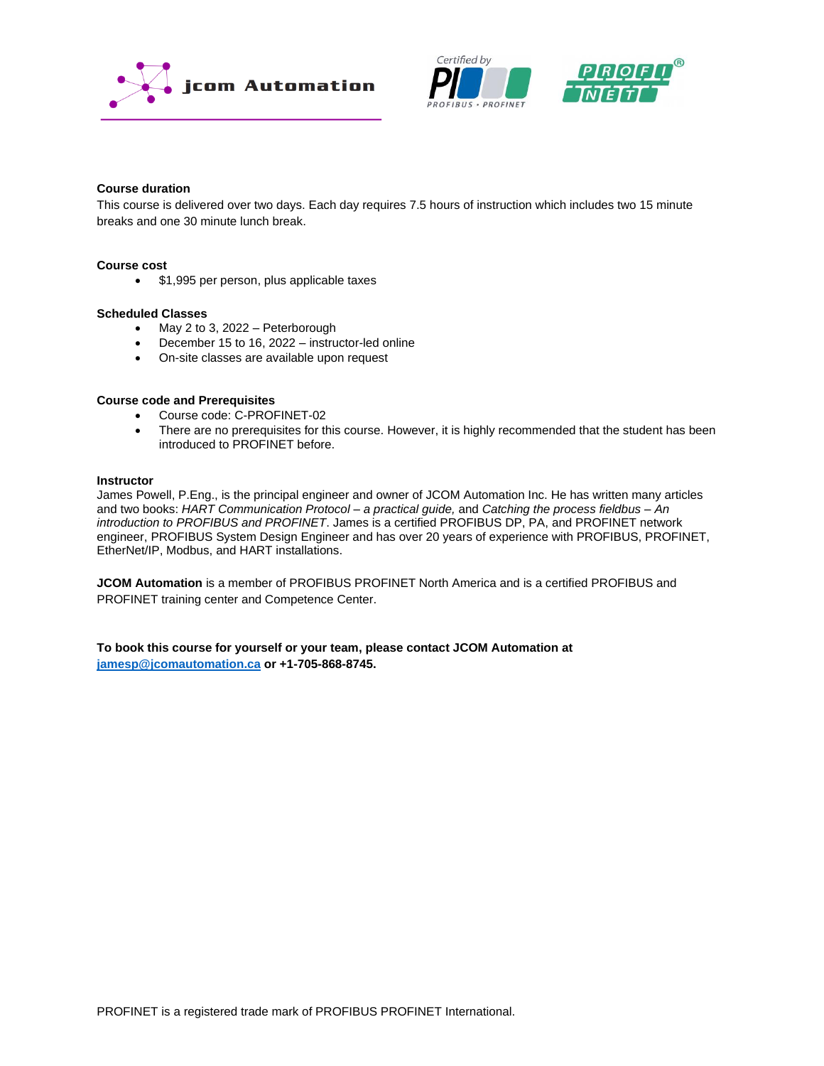**Course duration**

This course is delivered over two days. Each day requires 7.5 hours of instruction which includes two 15 minute breaks and one 30 minute lunch break.

**Course cost**

- $1,995 per person, plus applicable taxes

**Scheduled Classes**

- May 2 to 3, 2022 – Peterborough
- December 15 to 16, 2022 – instructor-led online
- On-site classes are available upon request

**Course code and Prerequisites**

- Course code: C-PROFINET-02
- There are no prerequisites for this course. However, it is highly recommended that the student has been introduced to PROFINET before.

**Instructor**

James Powell, P.Eng., is the principal engineer and owner of JCOM Automation Inc. He has written many articles and two books: *HART Communication Protocol – a practical guide,* and *Catching the process fieldbus – An introduction to PROFIBUS and PROFINET*. James is a certified PROFIBUS DP, PA, and PROFINET network engineer, PROFIBUS System Design Engineer and has over 20 years of experience with PROFIBUS, PROFINET, EtherNet/IP, Modbus, and HART installations.

**JCOM Automation** is a member of PROFIBUS PROFINET North America and is a certified PROFIBUS and PROFINET training center and Competence Center.

**To book this course for yourself or your team, please contact JCOM Automation at [jamesp@jcomautomation.ca](mailto:jamesp@jcomautomation.ca) or +1-705-868-8745.**

PROFINET is a registered trade mark of PROFIBUS PROFINET International.